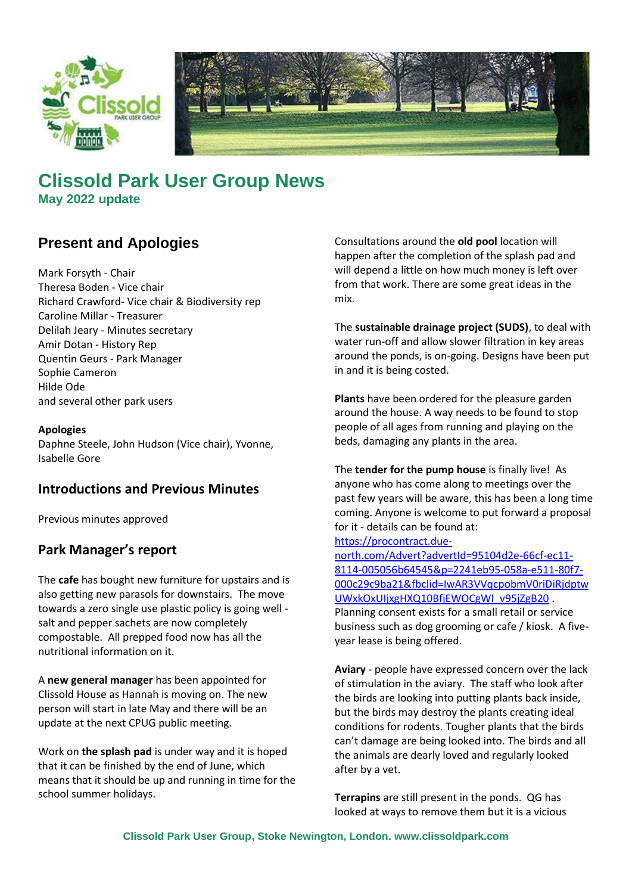# Clissold Park User Group News

**May 2022 update**

## Present and Apologies

Mark Forsyth - Chair
Theresa Boden - Vice chair
Richard Crawford- Vice chair & Biodiversity rep
Caroline Millar - Treasurer
Delilah Jeary - Minutes secretary
Amir Dotan - History Rep
Quentin Geurs - Park Manager
Sophie Cameron
Hilde Ode
and several other park users

**Apologies**
Daphne Steele, John Hudson (Vice chair), Yvonne, Isabelle Gore

## Introductions and Previous Minutes

Previous minutes approved

## Park Manager's report

The **cafe** has bought new furniture for upstairs and is also getting new parasols for downstairs. The move towards a zero single use plastic policy is going well - salt and pepper sachets are now completely compostable. All prepped food now has all the nutritional information on it.

A **new general manager** has been appointed for Clissold House as Hannah is moving on. The new person will start in late May and there will be an update at the next CPUG public meeting.

Work on **the splash pad** is under way and it is hoped that it can be finished by the end of June, which means that it should be up and running in time for the school summer holidays.

Consultations around the **old pool** location will happen after the completion of the splash pad and will depend a little on how much money is left over from that work. There are some great ideas in the mix.

The **sustainable drainage project (SUDS)**, to deal with water run-off and allow slower filtration in key areas around the ponds, is on-going. Designs have been put in and it is being costed.

**Plants** have been ordered for the pleasure garden around the house. A way needs to be found to stop people of all ages from running and playing on the beds, damaging any plants in the area.

The **tender for the pump house** is finally live! As anyone who has come along to meetings over the past few years will be aware, this has been a long time coming. Anyone is welcome to put forward a proposal for it - details can be found at: https://procontract.due-north.com/Advert?advertId=95104d2e-66cf-ec11-8114-005056b64545&p=2241eb95-058a-e511-80f7-000c29c9ba21&fbclid=IwAR3VVqcpobmV0riDiRjdptwUWxkOxUIjxgHXQ10BfjEWOCgWI_v95jZgB20 . Planning consent exists for a small retail or service business such as dog grooming or cafe / kiosk. A five-year lease is being offered.

**Aviary** - people have expressed concern over the lack of stimulation in the aviary. The staff who look after the birds are looking into putting plants back inside, but the birds may destroy the plants creating ideal conditions for rodents. Tougher plants that the birds can't damage are being looked into. The birds and all the animals are dearly loved and regularly looked after by a vet.

**Terrapins** are still present in the ponds. QG has looked at ways to remove them but it is a vicious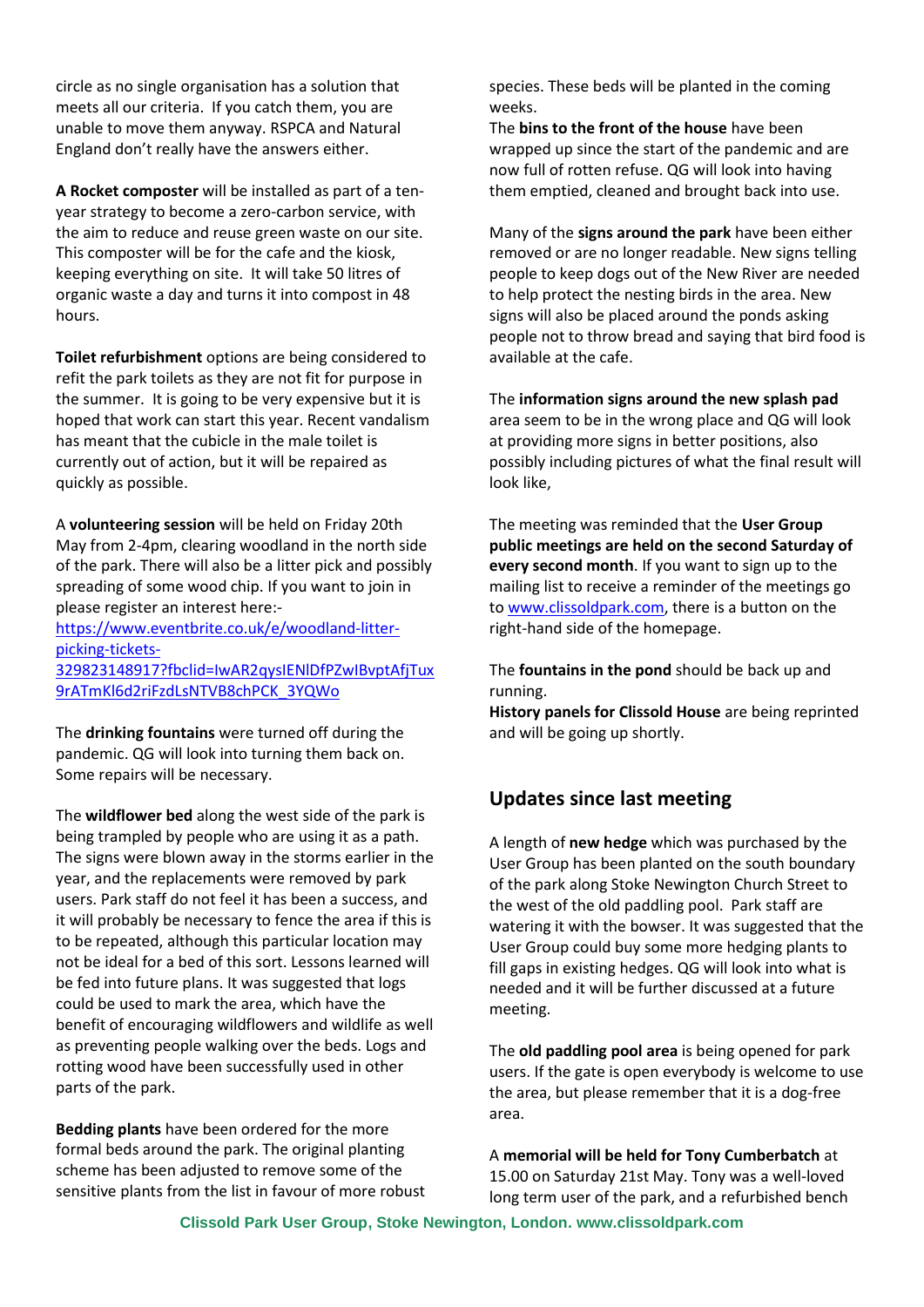circle as no single organisation has a solution that meets all our criteria. If you catch them, you are unable to move them anyway. RSPCA and Natural England don't really have the answers either.

A **Rocket composter** will be installed as part of a ten-year strategy to become a zero-carbon service, with the aim to reduce and reuse green waste on our site. This composter will be for the cafe and the kiosk, keeping everything on site. It will take 50 litres of organic waste a day and turns it into compost in 48 hours.

**Toilet refurbishment** options are being considered to refit the park toilets as they are not fit for purpose in the summer. It is going to be very expensive but it is hoped that work can start this year. Recent vandalism has meant that the cubicle in the male toilet is currently out of action, but it will be repaired as quickly as possible.

A **volunteering session** will be held on Friday 20th May from 2-4pm, clearing woodland in the north side of the park. There will also be a litter pick and possibly spreading of some wood chip. If you want to join in please register an interest here:- [https://www.eventbrite.co.uk/e/woodland-litter-picking-tickets-329823148917?fbclid=IwAR2qysIENlDfPZwIBvptAfjTux9rATmKl6d2riFzdLsNTVB8chPCK_3YQWo](https://www.eventbrite.co.uk/e/woodland-litter-picking-tickets-329823148917?fbclid=IwAR2qysIENlDfPZwIBvptAfjTux9rATmKl6d2riFzdLsNTVB8chPCK_3YQWo)

The **drinking fountains** were turned off during the pandemic. QG will look into turning them back on. Some repairs will be necessary.

The **wildflower bed** along the west side of the park is being trampled by people who are using it as a path. The signs were blown away in the storms earlier in the year, and the replacements were removed by park users. Park staff do not feel it has been a success, and it will probably be necessary to fence the area if this is to be repeated, although this particular location may not be ideal for a bed of this sort. Lessons learned will be fed into future plans. It was suggested that logs could be used to mark the area, which have the benefit of encouraging wildflowers and wildlife as well as preventing people walking over the beds. Logs and rotting wood have been successfully used in other parts of the park.

**Bedding plants** have been ordered for the more formal beds around the park. The original planting scheme has been adjusted to remove some of the sensitive plants from the list in favour of more robust species. These beds will be planted in the coming weeks.

The **bins to the front of the house** have been wrapped up since the start of the pandemic and are now full of rotten refuse. QG will look into having them emptied, cleaned and brought back into use.

Many of the **signs around the park** have been either removed or are no longer readable. New signs telling people to keep dogs out of the New River are needed to help protect the nesting birds in the area. New signs will also be placed around the ponds asking people not to throw bread and saying that bird food is available at the cafe.

The **information signs around the new splash pad** area seem to be in the wrong place and QG will look at providing more signs in better positions, also possibly including pictures of what the final result will look like,

The meeting was reminded that the **User Group public meetings are held on the second Saturday of every second month**. If you want to sign up to the mailing list to receive a reminder of the meetings go to [www.clissoldpark.com](http://www.clissoldpark.com), there is a button on the right-hand side of the homepage.

The **fountains in the pond** should be back up and running.

**History panels for Clissold House** are being reprinted and will be going up shortly.

## Updates since last meeting

A length of **new hedge** which was purchased by the User Group has been planted on the south boundary of the park along Stoke Newington Church Street to the west of the old paddling pool. Park staff are watering it with the bowser. It was suggested that the User Group could buy some more hedging plants to fill gaps in existing hedges. QG will look into what is needed and it will be further discussed at a future meeting.

The **old paddling pool area** is being opened for park users. If the gate is open everybody is welcome to use the area, but please remember that it is a dog-free area.

A **memorial will be held for Tony Cumberbatch** at 15.00 on Saturday 21st May. Tony was a well-loved long term user of the park, and a refurbished bench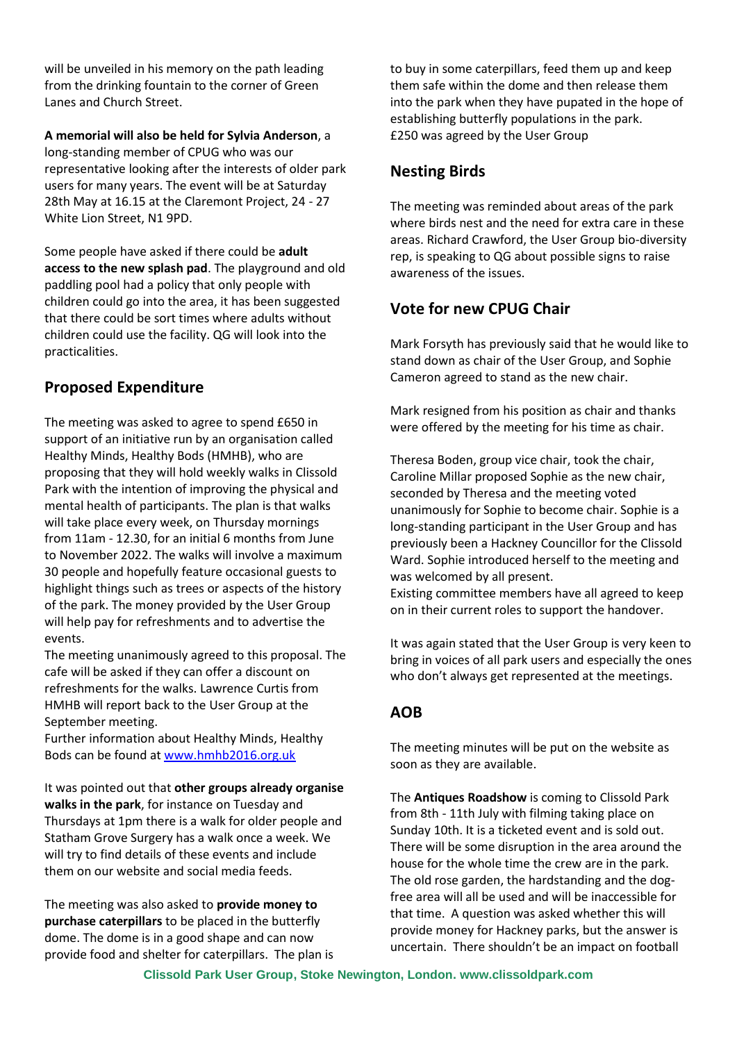will be unveiled in his memory on the path leading from the drinking fountain to the corner of Green Lanes and Church Street.

**A memorial will also be held for Sylvia Anderson**, a long-standing member of CPUG who was our representative looking after the interests of older park users for many years. The event will be at Saturday 28th May at 16.15 at the Claremont Project, 24 - 27 White Lion Street, N1 9PD.

Some people have asked if there could be **adult access to the new splash pad**. The playground and old paddling pool had a policy that only people with children could go into the area, it has been suggested that there could be sort times where adults without children could use the facility. QG will look into the practicalities.

## Proposed Expenditure

The meeting was asked to agree to spend £650 in support of an initiative run by an organisation called Healthy Minds, Healthy Bods (HMHB), who are proposing that they will hold weekly walks in Clissold Park with the intention of improving the physical and mental health of participants. The plan is that walks will take place every week, on Thursday mornings from 11am - 12.30, for an initial 6 months from June to November 2022. The walks will involve a maximum 30 people and hopefully feature occasional guests to highlight things such as trees or aspects of the history of the park. The money provided by the User Group will help pay for refreshments and to advertise the events.
The meeting unanimously agreed to this proposal. The cafe will be asked if they can offer a discount on refreshments for the walks. Lawrence Curtis from HMHB will report back to the User Group at the September meeting.
Further information about Healthy Minds, Healthy Bods can be found at [www.hmhb2016.org.uk](http://www.hmhb2016.org.uk)

It was pointed out that **other groups already organise walks in the park**, for instance on Tuesday and Thursdays at 1pm there is a walk for older people and Statham Grove Surgery has a walk once a week. We will try to find details of these events and include them on our website and social media feeds.

The meeting was also asked to **provide money to purchase caterpillars** to be placed in the butterfly dome. The dome is in a good shape and can now provide food and shelter for caterpillars. The plan is to buy in some caterpillars, feed them up and keep them safe within the dome and then release them into the park when they have pupated in the hope of establishing butterfly populations in the park.
£250 was agreed by the User Group

## Nesting Birds

The meeting was reminded about areas of the park where birds nest and the need for extra care in these areas. Richard Crawford, the User Group bio-diversity rep, is speaking to QG about possible signs to raise awareness of the issues.

## Vote for new CPUG Chair

Mark Forsyth has previously said that he would like to stand down as chair of the User Group, and Sophie Cameron agreed to stand as the new chair.

Mark resigned from his position as chair and thanks were offered by the meeting for his time as chair.

Theresa Boden, group vice chair, took the chair, Caroline Millar proposed Sophie as the new chair, seconded by Theresa and the meeting voted unanimously for Sophie to become chair. Sophie is a long-standing participant in the User Group and has previously been a Hackney Councillor for the Clissold Ward. Sophie introduced herself to the meeting and was welcomed by all present.
Existing committee members have all agreed to keep on in their current roles to support the handover.

It was again stated that the User Group is very keen to bring in voices of all park users and especially the ones who don't always get represented at the meetings.

## AOB

The meeting minutes will be put on the website as soon as they are available.

The **Antiques Roadshow** is coming to Clissold Park from 8th - 11th July with filming taking place on Sunday 10th. It is a ticketed event and is sold out. There will be some disruption in the area around the house for the whole time the crew are in the park. The old rose garden, the hardstanding and the dog-free area will all be used and will be inaccessible for that time. A question was asked whether this will provide money for Hackney parks, but the answer is uncertain. There shouldn't be an impact on football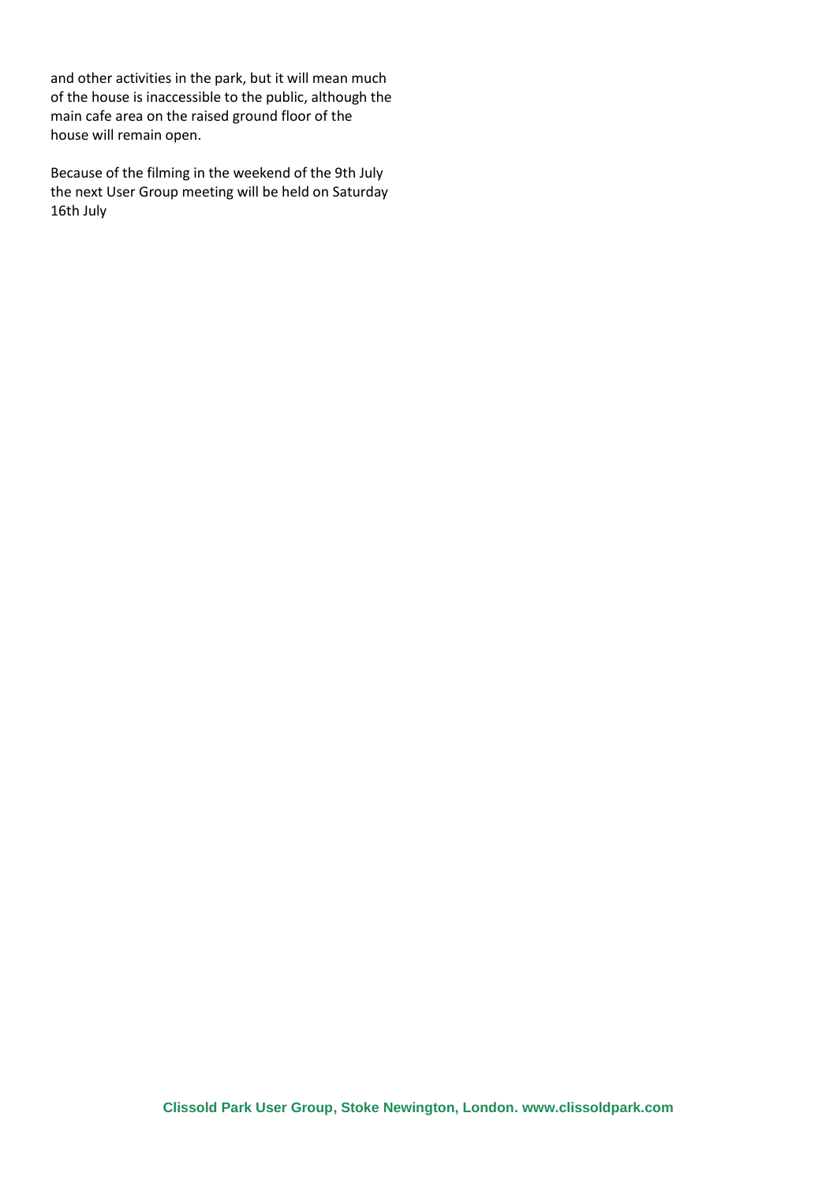and other activities in the park, but it will mean much of the house is inaccessible to the public, although the main cafe area on the raised ground floor of the house will remain open.

Because of the filming in the weekend of the 9th July the next User Group meeting will be held on Saturday 16th July